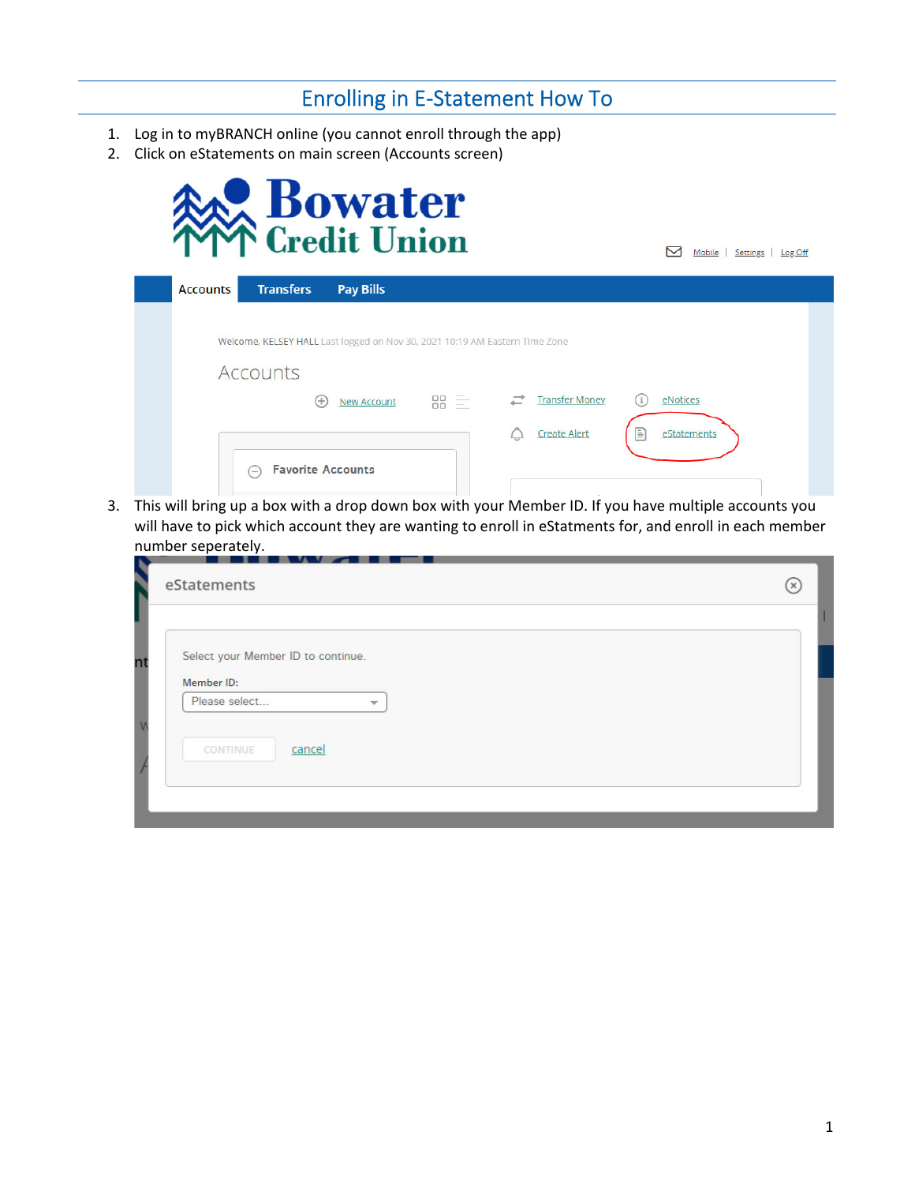# Enrolling in E-Statement How To

1. Log in to myBRANCH online (you cannot enroll through the app)
2. Click on eStatements on main screen (Accounts screen)
3. This will bring up a box with a drop down box with your Member ID. If you have multiple accounts you will have to pick which account they are wanting to enroll in eStatments for, and enroll in each member number seperately.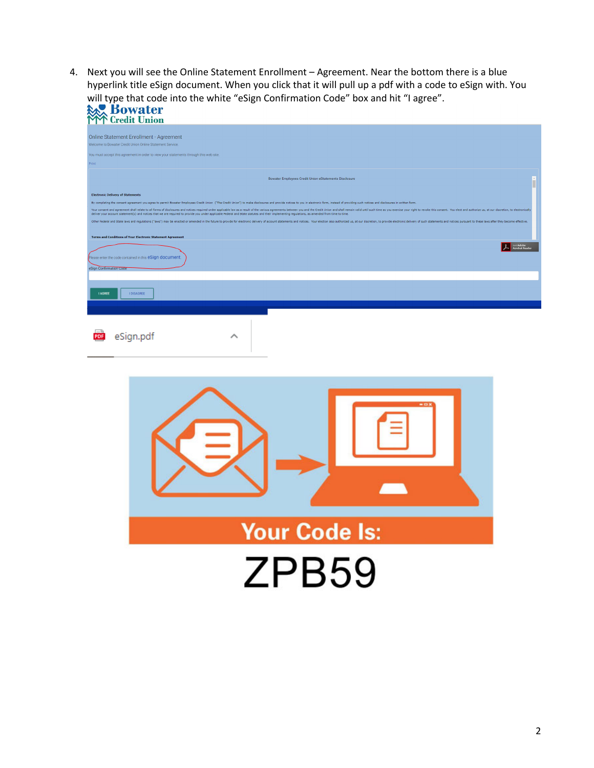4. Next you will see the Online Statement Enrollment – Agreement. Near the bottom there is a blue hyperlink title eSign document. When you click that it will pull up a pdf with a code to eSign with. You will type that code into the white "eSign Confirmation Code" box and hit "I agree".

Bowater Credit Union

Online Statement Enrollment - Agreement

Welcome to Bowater Credit Union Online Statement Service

You must accept this agreement in order to view your statements through this web site.

Print

Bowater Employees Credit Union eStatements Disclosure

**Electronic Delivery of Statements**

By completing the consent agreement you agree to permit Bowater Employees Credit Union ("The Credit Union") to make disclosures and provide notices to you in electronic form, instead of providing such notices and disclosures in written form.

Your consent and agreement shall relate to all forms of disclosures and notices required under applicable law as a result of the various agreements between you and the Credit Union and shall remain valid until such time as you exercise your right to revoke this consent. You elect and authorize us, at our discretion, to electronically deliver your account statement(s) and notices that we are required to provide you under applicable Federal and State statutes and their implementing regulations, as amended from time to time.

Other Federal and State laws and regulations ("laws") may be enacted or amended in the future to provide for electronic delivery of account statements and notices. Your election also authorized us, at our discretion, to provide electronic delivery of such statements and notices pursuant to these laws after they become effective.

**Terms and Conditions of Your Electronic Statement Agreement**

Please enter the code contained in this eSign document

eSign Confirmation Code

I AGREE | I DISAGREE

eSign.pdf

Your Code Is:

ZPB59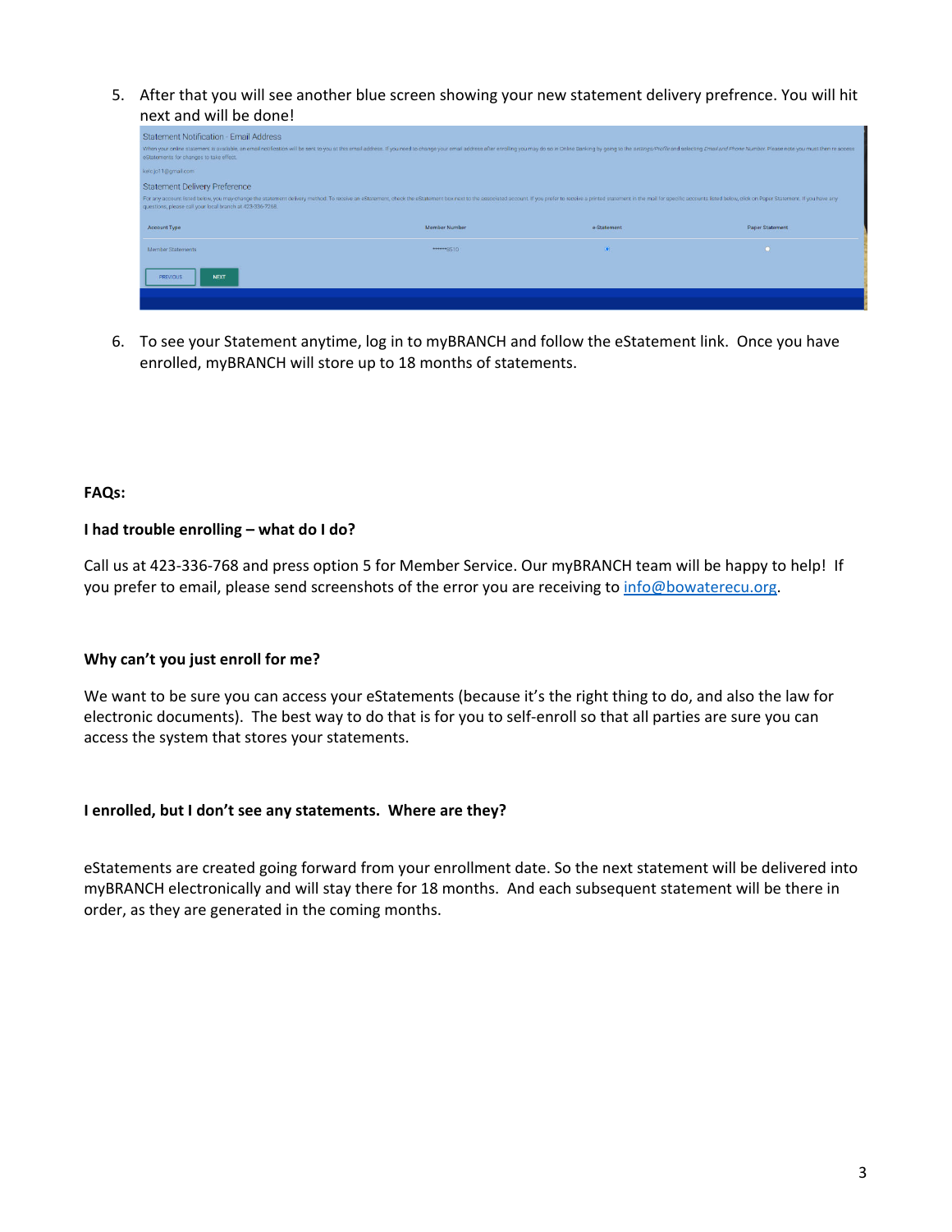5. After that you will see another blue screen showing your new statement delivery prefrence. You will hit next and will be done!

6. To see your Statement anytime, log in to myBRANCH and follow the eStatement link. Once you have enrolled, myBRANCH will store up to 18 months of statements.

**FAQs:**

**I had trouble enrolling – what do I do?**

Call us at 423-336-768 and press option 5 for Member Service. Our myBRANCH team will be happy to help! If you prefer to email, please send screenshots of the error you are receiving to info@bowaterecu.org.

**Why can't you just enroll for me?**

We want to be sure you can access your eStatements (because it's the right thing to do, and also the law for electronic documents). The best way to do that is for you to self-enroll so that all parties are sure you can access the system that stores your statements.

**I enrolled, but I don't see any statements. Where are they?**

eStatements are created going forward from your enrollment date. So the next statement will be delivered into myBRANCH electronically and will stay there for 18 months. And each subsequent statement will be there in order, as they are generated in the coming months.